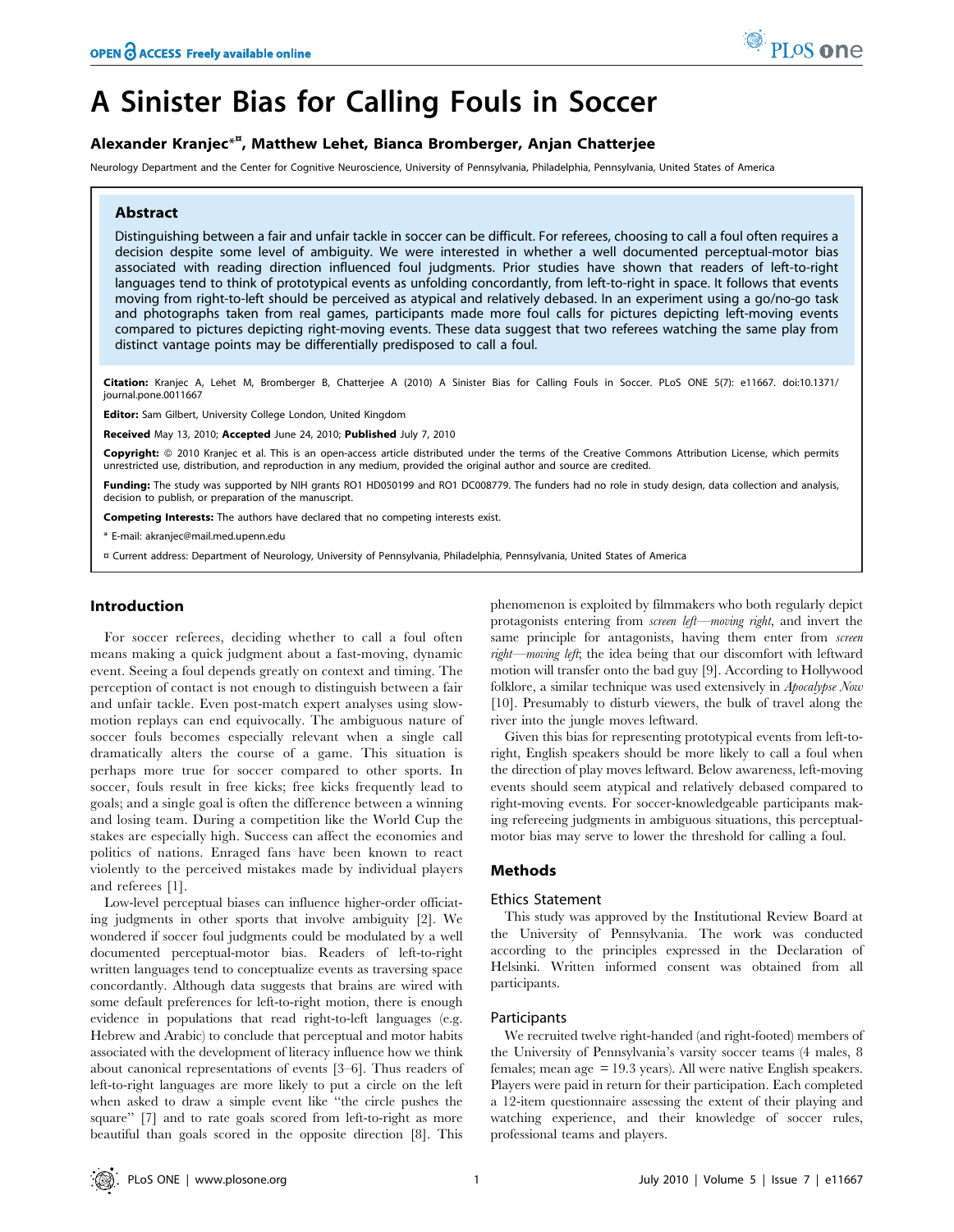# A Sinister Bias for Calling Fouls in Soccer

**Alexander Kranjec*¤, Matthew Lehet, Bianca Bromberger, Anjan Chatterjee**

Neurology Department and the Center for Cognitive Neuroscience, University of Pennsylvania, Philadelphia, Pennsylvania, United States of America

## Abstract

Distinguishing between a fair and unfair tackle in soccer can be difficult. For referees, choosing to call a foul often requires a decision despite some level of ambiguity. We were interested in whether a well documented perceptual-motor bias associated with reading direction influenced foul judgments. Prior studies have shown that readers of left-to-right languages tend to think of prototypical events as unfolding concordantly, from left-to-right in space. It follows that events moving from right-to-left should be perceived as atypical and relatively debased. In an experiment using a go/no-go task and photographs taken from real games, participants made more foul calls for pictures depicting left-moving events compared to pictures depicting right-moving events. These data suggest that two referees watching the same play from distinct vantage points may be differentially predisposed to call a foul.

**Citation:** Kranjec A, Lehet M, Bromberger B, Chatterjee A (2010) A Sinister Bias for Calling Fouls in Soccer. PLoS ONE 5(7): e11667. doi:10.1371/journal.pone.0011667

**Editor:** Sam Gilbert, University College London, United Kingdom

**Received** May 13, 2010; **Accepted** June 24, 2010; **Published** July 7, 2010

**Copyright:** © 2010 Kranjec et al. This is an open-access article distributed under the terms of the Creative Commons Attribution License, which permits unrestricted use, distribution, and reproduction in any medium, provided the original author and source are credited.

**Funding:** The study was supported by NIH grants RO1 HD050199 and RO1 DC008779. The funders had no role in study design, data collection and analysis, decision to publish, or preparation of the manuscript.

**Competing Interests:** The authors have declared that no competing interests exist.

* E-mail: akranjec@mail.med.upenn.edu

¤ Current address: Department of Neurology, University of Pennsylvania, Philadelphia, Pennsylvania, United States of America

## Introduction

For soccer referees, deciding whether to call a foul often means making a quick judgment about a fast-moving, dynamic event. Seeing a foul depends greatly on context and timing. The perception of contact is not enough to distinguish between a fair and unfair tackle. Even post-match expert analyses using slow-motion replays can end equivocally. The ambiguous nature of soccer fouls becomes especially relevant when a single call dramatically alters the course of a game. This situation is perhaps more true for soccer compared to other sports. In soccer, fouls result in free kicks; free kicks frequently lead to goals; and a single goal is often the difference between a winning and losing team. During a competition like the World Cup the stakes are especially high. Success can affect the economies and politics of nations. Enraged fans have been known to react violently to the perceived mistakes made by individual players and referees [1].

Low-level perceptual biases can influence higher-order officiating judgments in other sports that involve ambiguity [2]. We wondered if soccer foul judgments could be modulated by a well documented perceptual-motor bias. Readers of left-to-right written languages tend to conceptualize events as traversing space concordantly. Although data suggests that brains are wired with some default preferences for left-to-right motion, there is enough evidence in populations that read right-to-left languages (e.g. Hebrew and Arabic) to conclude that perceptual and motor habits associated with the development of literacy influence how we think about canonical representations of events [3–6]. Thus readers of left-to-right languages are more likely to put a circle on the left when asked to draw a simple event like "the circle pushes the square" [7] and to rate goals scored from left-to-right as more beautiful than goals scored in the opposite direction [8]. This phenomenon is exploited by filmmakers who both regularly depict protagonists entering from *screen left—moving right*, and invert the same principle for antagonists, having them enter from *screen right—moving left*; the idea being that our discomfort with leftward motion will transfer onto the bad guy [9]. According to Hollywood folklore, a similar technique was used extensively in *Apocalypse Now* [10]. Presumably to disturb viewers, the bulk of travel along the river into the jungle moves leftward.

Given this bias for representing prototypical events from left-to-right, English speakers should be more likely to call a foul when the direction of play moves leftward. Below awareness, left-moving events should seem atypical and relatively debased compared to right-moving events. For soccer-knowledgeable participants making refereeing judgments in ambiguous situations, this perceptual-motor bias may serve to lower the threshold for calling a foul.

## Methods

### Ethics Statement

This study was approved by the Institutional Review Board at the University of Pennsylvania. The work was conducted according to the principles expressed in the Declaration of Helsinki. Written informed consent was obtained from all participants.

### Participants

We recruited twelve right-handed (and right-footed) members of the University of Pennsylvania's varsity soccer teams (4 males, 8 females; mean age = 19.3 years). All were native English speakers. Players were paid in return for their participation. Each completed a 12-item questionnaire assessing the extent of their playing and watching experience, and their knowledge of soccer rules, professional teams and players.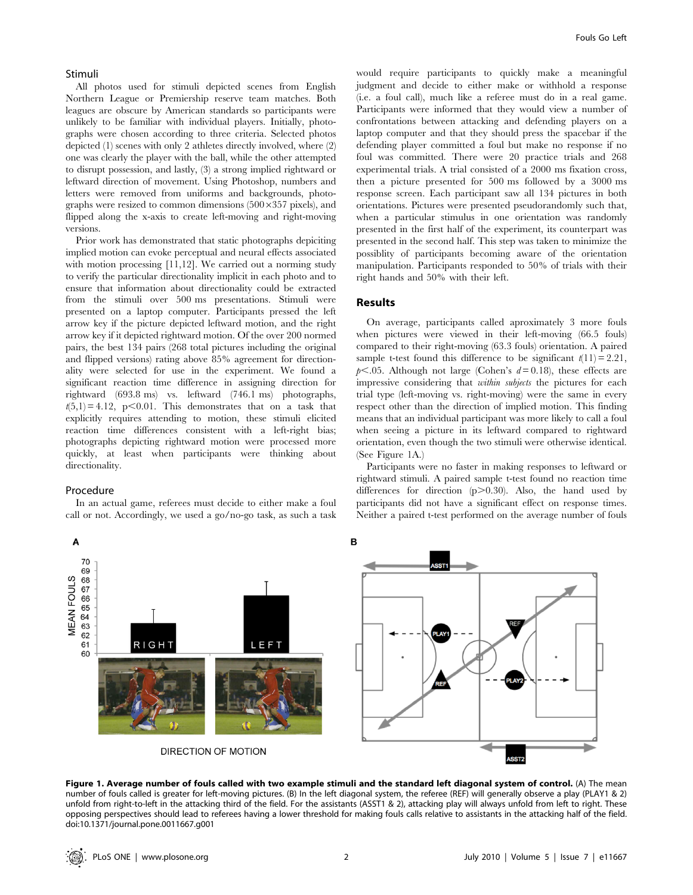### Stimuli

All photos used for stimuli depicted scenes from English Northern League or Premiership reserve team matches. Both leagues are obscure by American standards so participants were unlikely to be familiar with individual players. Initially, photographs were chosen according to three criteria. Selected photos depicted (1) scenes with only 2 athletes directly involved, where (2) one was clearly the player with the ball, while the other attempted to disrupt possession, and lastly, (3) a strong implied rightward or leftward direction of movement. Using Photoshop, numbers and letters were removed from uniforms and backgrounds, photographs were resized to common dimensions (500×357 pixels), and flipped along the x-axis to create left-moving and right-moving versions.

Prior work has demonstrated that static photographs depicting implied motion can evoke perceptual and neural effects associated with motion processing [11,12]. We carried out a norming study to verify the particular directionality implicit in each photo and to ensure that information about directionality could be extracted from the stimuli over 500 ms presentations. Stimuli were presented on a laptop computer. Participants pressed the left arrow key if the picture depicted leftward motion, and the right arrow key if it depicted rightward motion. Of the over 200 normed pairs, the best 134 pairs (268 total pictures including the original and flipped versions) rating above 85% agreement for directionality were selected for use in the experiment. We found a significant reaction time difference in assigning direction for rightward (693.8 ms) vs. leftward (746.1 ms) photographs, $t(5,1) = 4.12$, $p < 0.01$. This demonstrates that on a task that explicitly requires attending to motion, these stimuli elicited reaction time differences consistent with a left-right bias; photographs depicting rightward motion were processed more quickly, at least when participants were thinking about directionality.

### Procedure

In an actual game, referees must decide to either make a foul call or not. Accordingly, we used a go/no-go task, as such a task would require participants to quickly make a meaningful judgment and decide to either make or withhold a response (i.e. a foul call), much like a referee must do in a real game. Participants were informed that they would view a number of confrontations between attacking and defending players on a laptop computer and that they should press the spacebar if the defending player committed a foul but make no response if no foul was committed. There were 20 practice trials and 268 experimental trials. A trial consisted of a 2000 ms fixation cross, then a picture presented for 500 ms followed by a 3000 ms response screen. Each participant saw all 134 pictures in both orientations. Pictures were presented pseudorandomly such that, when a particular stimulus in one orientation was randomly presented in the first half of the experiment, its counterpart was presented in the second half. This step was taken to minimize the possiblity of participants becoming aware of the orientation manipulation. Participants responded to 50% of trials with their right hands and 50% with their left.

## Results

On average, participants called aproximately 3 more fouls when pictures were viewed in their left-moving (66.5 fouls) compared to their right-moving (63.3 fouls) orientation. A paired sample t-test found this difference to be significant $t(11) = 2.21$, $p < .05$. Although not large (Cohen's $d = 0.18$), these effects are impressive considering that *within subjects* the pictures for each trial type (left-moving vs. right-moving) were the same in every respect other than the direction of implied motion. This finding means that an individual participant was more likely to call a foul when seeing a picture in its leftward compared to rightward orientation, even though the two stimuli were otherwise identical. (See Figure 1A.)

Participants were no faster in making responses to leftward or rightward stimuli. A paired sample t-test found no reaction time differences for direction ($p > 0.30$). Also, the hand used by participants did not have a significant effect on response times. Neither a paired t-test performed on the average number of fouls

**Figure 1. Average number of fouls called with two example stimuli and the standard left diagonal system of control.** (A) The mean number of fouls called is greater for left-moving pictures. (B) In the left diagonal system, the referee (REF) will generally observe a play (PLAY1 & 2) unfold from right-to-left in the attacking third of the field. For the assistants (ASST1 & 2), attacking play will always unfold from left to right. These opposing perspectives should lead to referees having a lower threshold for making fouls calls relative to assistants in the attacking half of the field.
doi:10.1371/journal.pone.0011667.g001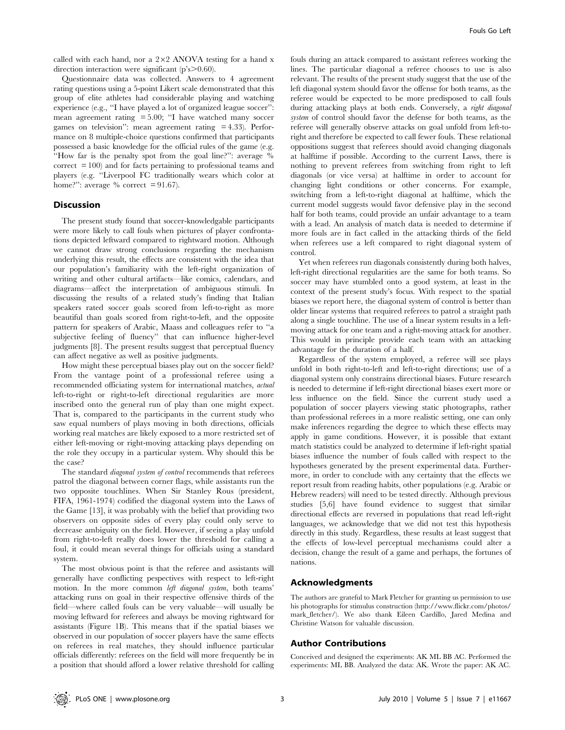called with each hand, nor a 2×2 ANOVA testing for a hand x direction interaction were significant (p's>0.60).

Questionnaire data was collected. Answers to 4 agreement rating questions using a 5-point Likert scale demonstrated that this group of elite athletes had considerable playing and watching experience (e.g., "I have played a lot of organized league soccer": mean agreement rating = 5.00; "I have watched many soccer games on television": mean agreement rating = 4.33). Performance on 8 multiple-choice questions confirmed that participants possessed a basic knowledge for the official rules of the game (e.g. "How far is the penalty spot from the goal line?": average % correct = 100) and for facts pertaining to professional teams and players (e.g. "Liverpool FC traditionally wears which color at home?": average % correct = 91.67).

## Discussion

The present study found that soccer-knowledgable participants were more likely to call fouls when pictures of player confrontations depicted leftward compared to rightward motion. Although we cannot draw strong conclusions regarding the mechanism underlying this result, the effects are consistent with the idea that our population's familiarity with the left-right organization of writing and other cultural artifacts—like comics, calendars, and diagrams—affect the interpretation of ambiguous stimuli. In discussing the results of a related study's finding that Italian speakers rated soccer goals scored from left-to-right as more beautiful than goals scored from right-to-left, and the opposite pattern for speakers of Arabic, Maass and colleagues refer to "a subjective feeling of fluency" that can influence higher-level judgments [8]. The present results suggest that perceptual fluency can affect negative as well as positive judgments.

How might these perceptual biases play out on the soccer field? From the vantage point of a professional referee using a recommended officiating system for international matches, *actual* left-to-right or right-to-left directional regularities are more inscribed onto the general run of play than one might expect. That is, compared to the participants in the current study who saw equal numbers of plays moving in both directions, officials working real matches are likely exposed to a more restricted set of either left-moving or right-moving attacking plays depending on the role they occupy in a particular system. Why should this be the case?

The standard *diagonal system of control* recommends that referees patrol the diagonal between corner flags, while assistants run the two opposite touchlines. When Sir Stanley Rous (president, FIFA, 1961-1974) codified the diagonal system into the Laws of the Game [13], it was probably with the belief that providing two observers on opposite sides of every play could only serve to decrease ambiguity on the field. However, if seeing a play unfold from right-to-left really does lower the threshold for calling a foul, it could mean several things for officials using a standard system.

The most obvious point is that the referee and assistants will generally have conflicting pespectives with respect to left-right motion. In the more common *left diagonal system*, both teams' attacking runs on goal in their respective offensive thirds of the field—where called fouls can be very valuable—will usually be moving leftward for referees and always be moving rightward for assistants (Figure 1B). This means that if the spatial biases we observed in our population of soccer players have the same effects on referees in real matches, they should influence particular officials differently: referees on the field will more frequently be in a position that should afford a lower relative threshold for calling fouls during an attack compared to assistant referees working the lines. The particular diagonal a referee chooses to use is also relevant. The results of the present study suggest that the use of the left diagonal system should favor the offense for both teams, as the referee would be expected to be more predisposed to call fouls during attacking plays at both ends. Conversely, a *right diagonal system* of control should favor the defense for both teams, as the referee will generally observe attacks on goal unfold from left-to-right and therefore be expected to call fewer fouls. These relational oppositions suggest that referees should avoid changing diagonals at halftime if possible. According to the current Laws, there is nothing to prevent referees from switching from right to left diagonals (or vice versa) at halftime in order to account for changing light conditions or other concerns. For example, switching from a left-to-right diagonal at halftime, which the current model suggests would favor defensive play in the second half for both teams, could provide an unfair advantage to a team with a lead. An analysis of match data is needed to determine if more fouls are in fact called in the attacking thirds of the field when referees use a left compared to right diagonal system of control.

Yet when referees run diagonals consistently during both halves, left-right directional regularities are the same for both teams. So soccer may have stumbled onto a good system, at least in the context of the present study's focus. With respect to the spatial biases we report here, the diagonal system of control is better than older linear systems that required referees to patrol a straight path along a single touchline. The use of a linear system results in a left-moving attack for one team and a right-moving attack for another. This would in principle provide each team with an attacking advantage for the duration of a half.

Regardless of the system employed, a referee will see plays unfold in both right-to-left and left-to-right directions; use of a diagonal system only constrains directional biases. Future research is needed to determine if left-right directional biases exert more or less influence on the field. Since the current study used a population of soccer players viewing static photographs, rather than professional referees in a more realistic setting, one can only make inferences regarding the degree to which these effects may apply in game conditions. However, it is possible that extant match statistics could be analyzed to determine if left-right spatial biases influence the number of fouls called with respect to the hypotheses generated by the present experimental data. Furthermore, in order to conclude with any certainty that the effects we report result from reading habits, other populations (e.g. Arabic or Hebrew readers) will need to be tested directly. Although previous studies [5,6] have found evidence to suggest that similar directional effects are reversed in populations that read left-right languages, we acknowledge that we did not test this hypothesis directly in this study. Regardless, these results at least suggest that the effects of low-level perceptual mechanisms could alter a decision, change the result of a game and perhaps, the fortunes of nations.

## Acknowledgments

The authors are grateful to Mark Fletcher for granting us permission to use his photographs for stimulus construction (http://www.flickr.com/photos/mark_fletcher/). We also thank Eileen Cardillo, Jared Medina and Christine Watson for valuable discussion.

## Author Contributions

Conceived and designed the experiments: AK ML BB AC. Performed the experiments: ML BB. Analyzed the data: AK. Wrote the paper: AK AC.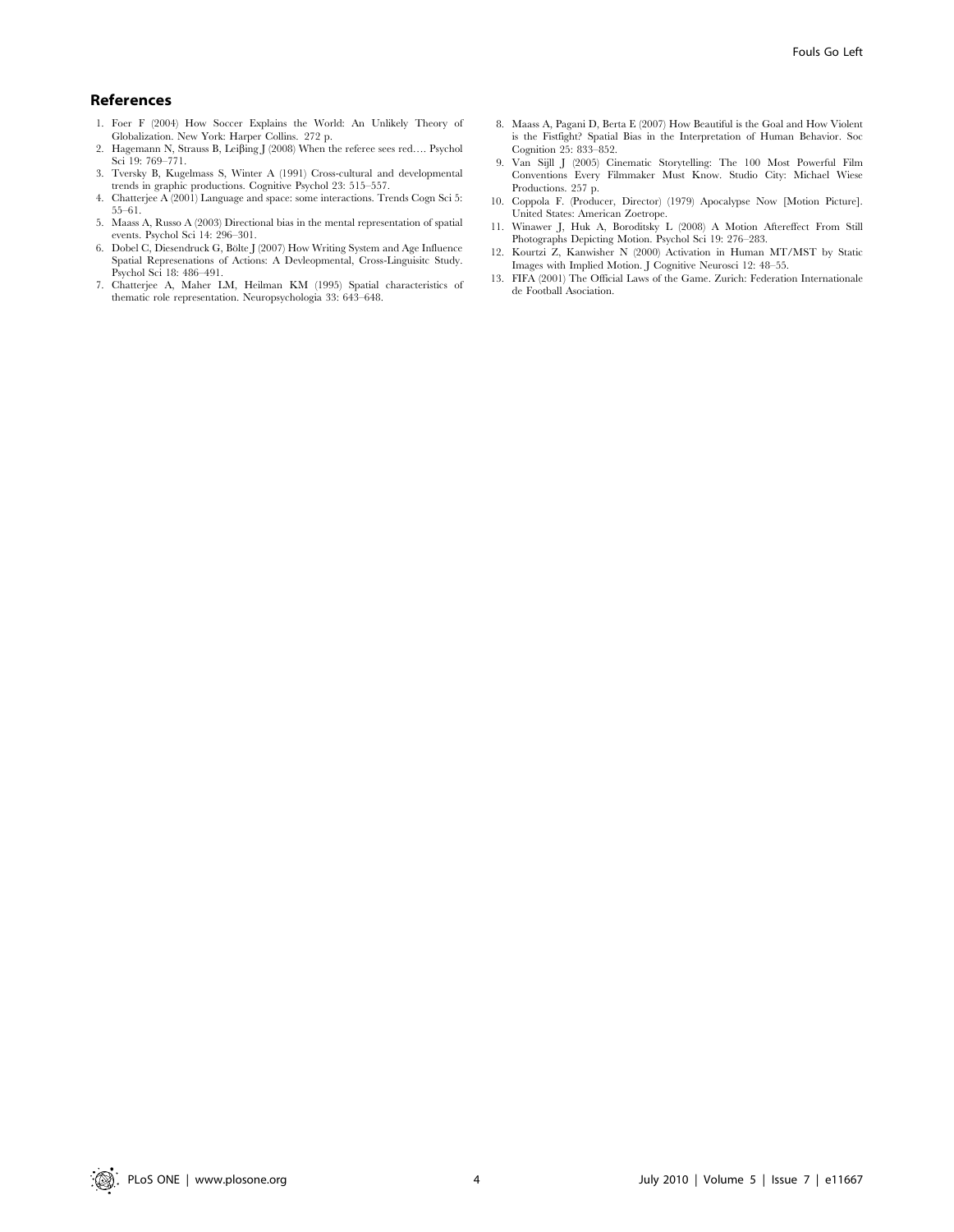## References

1. Foer F (2004) How Soccer Explains the World: An Unlikely Theory of Globalization. New York: Harper Collins. 272 p.
2. Hagemann N, Strauss B, Leiβing J (2008) When the referee sees red…. Psychol Sci 19: 769–771.
3. Tversky B, Kugelmass S, Winter A (1991) Cross-cultural and developmental trends in graphic productions. Cognitive Psychol 23: 515–557.
4. Chatterjee A (2001) Language and space: some interactions. Trends Cogn Sci 5: 55–61.
5. Maass A, Russo A (2003) Directional bias in the mental representation of spatial events. Psychol Sci 14: 296–301.
6. Dobel C, Diesendruck G, Bölte J (2007) How Writing System and Age Influence Spatial Represenations of Actions: A Devleopmental, Cross-Linguisitc Study. Psychol Sci 18: 486–491.
7. Chatterjee A, Maher LM, Heilman KM (1995) Spatial characteristics of thematic role representation. Neuropsychologia 33: 643–648.
8. Maass A, Pagani D, Berta E (2007) How Beautiful is the Goal and How Violent is the Fistfight? Spatial Bias in the Interpretation of Human Behavior. Soc Cognition 25: 833–852.
9. Van Sijll J (2005) Cinematic Storytelling: The 100 Most Powerful Film Conventions Every Filmmaker Must Know. Studio City: Michael Wiese Productions. 257 p.
10. Coppola F. (Producer, Director) (1979) Apocalypse Now [Motion Picture]. United States: American Zoetrope.
11. Winawer J, Huk A, Boroditsky L (2008) A Motion Aftereffect From Still Photographs Depicting Motion. Psychol Sci 19: 276–283.
12. Kourtzi Z, Kanwisher N (2000) Activation in Human MT/MST by Static Images with Implied Motion. J Cognitive Neurosci 12: 48–55.
13. FIFA (2001) The Official Laws of the Game. Zurich: Federation Internationale de Football Asociation.